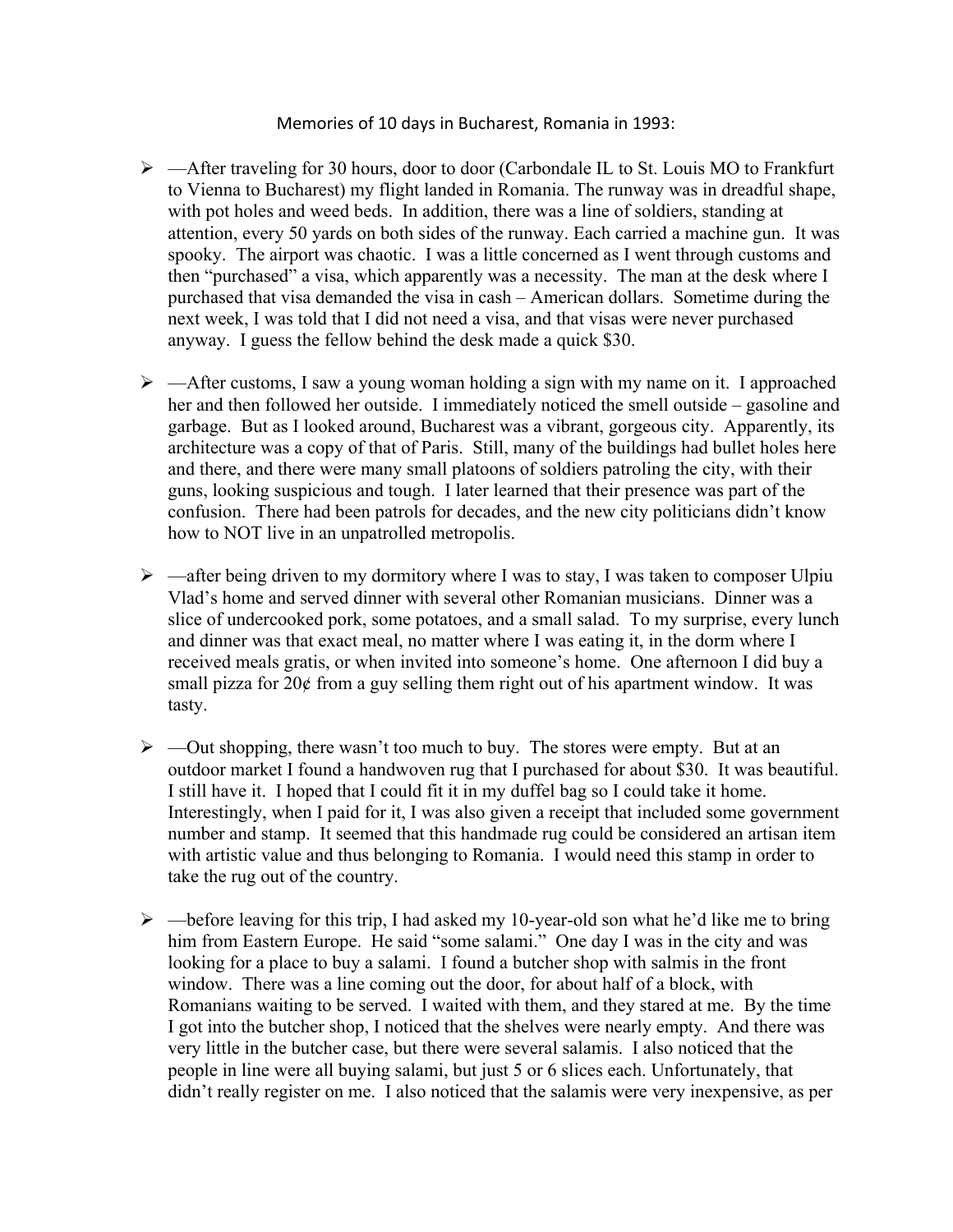Memories of 10 days in Bucharest, Romania in 1993:

- —After traveling for 30 hours, door to door (Carbondale IL to St. Louis MO to Frankfurt to Vienna to Bucharest) my flight landed in Romania. The runway was in dreadful shape, with pot holes and weed beds. In addition, there was a line of soldiers, standing at attention, every 50 yards on both sides of the runway. Each carried a machine gun. It was spooky. The airport was chaotic. I was a little concerned as I went through customs and then "purchased" a visa, which apparently was a necessity. The man at the desk where I purchased that visa demanded the visa in cash – American dollars. Sometime during the next week, I was told that I did not need a visa, and that visas were never purchased anyway. I guess the fellow behind the desk made a quick $30.

- —After customs, I saw a young woman holding a sign with my name on it. I approached her and then followed her outside. I immediately noticed the smell outside – gasoline and garbage. But as I looked around, Bucharest was a vibrant, gorgeous city. Apparently, its architecture was a copy of that of Paris. Still, many of the buildings had bullet holes here and there, and there were many small platoons of soldiers patroling the city, with their guns, looking suspicious and tough. I later learned that their presence was part of the confusion. There had been patrols for decades, and the new city politicians didn't know how to NOT live in an unpatrolled metropolis.

- —after being driven to my dormitory where I was to stay, I was taken to composer Ulpiu Vlad's home and served dinner with several other Romanian musicians. Dinner was a slice of undercooked pork, some potatoes, and a small salad. To my surprise, every lunch and dinner was that exact meal, no matter where I was eating it, in the dorm where I received meals gratis, or when invited into someone's home. One afternoon I did buy a small pizza for 20¢ from a guy selling them right out of his apartment window. It was tasty.

- —Out shopping, there wasn't too much to buy. The stores were empty. But at an outdoor market I found a handwoven rug that I purchased for about $30. It was beautiful. I still have it. I hoped that I could fit it in my duffel bag so I could take it home. Interestingly, when I paid for it, I was also given a receipt that included some government number and stamp. It seemed that this handmade rug could be considered an artisan item with artistic value and thus belonging to Romania. I would need this stamp in order to take the rug out of the country.

- —before leaving for this trip, I had asked my 10-year-old son what he'd like me to bring him from Eastern Europe. He said "some salami." One day I was in the city and was looking for a place to buy a salami. I found a butcher shop with salmis in the front window. There was a line coming out the door, for about half of a block, with Romanians waiting to be served. I waited with them, and they stared at me. By the time I got into the butcher shop, I noticed that the shelves were nearly empty. And there was very little in the butcher case, but there were several salamis. I also noticed that the people in line were all buying salami, but just 5 or 6 slices each. Unfortunately, that didn't really register on me. I also noticed that the salamis were very inexpensive, as per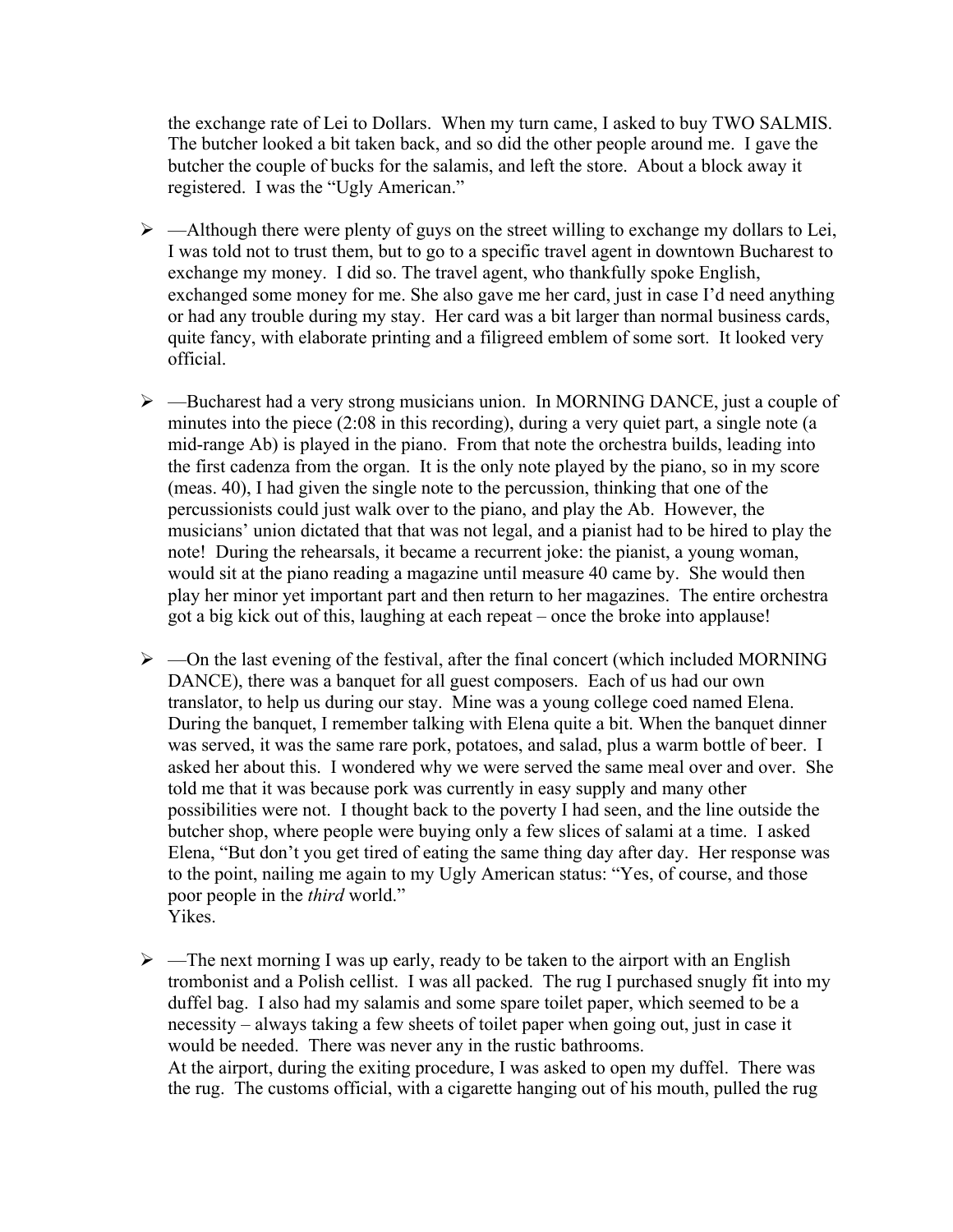the exchange rate of Lei to Dollars. When my turn came, I asked to buy TWO SALMIS. The butcher looked a bit taken back, and so did the other people around me. I gave the butcher the couple of bucks for the salamis, and left the store. About a block away it registered. I was the "Ugly American."

- —Although there were plenty of guys on the street willing to exchange my dollars to Lei, I was told not to trust them, but to go to a specific travel agent in downtown Bucharest to exchange my money. I did so. The travel agent, who thankfully spoke English, exchanged some money for me. She also gave me her card, just in case I'd need anything or had any trouble during my stay. Her card was a bit larger than normal business cards, quite fancy, with elaborate printing and a filigreed emblem of some sort. It looked very official.

- —Bucharest had a very strong musicians union. In MORNING DANCE, just a couple of minutes into the piece (2:08 in this recording), during a very quiet part, a single note (a mid-range Ab) is played in the piano. From that note the orchestra builds, leading into the first cadenza from the organ. It is the only note played by the piano, so in my score (meas. 40), I had given the single note to the percussion, thinking that one of the percussionists could just walk over to the piano, and play the Ab. However, the musicians' union dictated that that was not legal, and a pianist had to be hired to play the note! During the rehearsals, it became a recurrent joke: the pianist, a young woman, would sit at the piano reading a magazine until measure 40 came by. She would then play her minor yet important part and then return to her magazines. The entire orchestra got a big kick out of this, laughing at each repeat – once the broke into applause!

- —On the last evening of the festival, after the final concert (which included MORNING DANCE), there was a banquet for all guest composers. Each of us had our own translator, to help us during our stay. Mine was a young college coed named Elena. During the banquet, I remember talking with Elena quite a bit. When the banquet dinner was served, it was the same rare pork, potatoes, and salad, plus a warm bottle of beer. I asked her about this. I wondered why we were served the same meal over and over. She told me that it was because pork was currently in easy supply and many other possibilities were not. I thought back to the poverty I had seen, and the line outside the butcher shop, where people were buying only a few slices of salami at a time. I asked Elena, "But don't you get tired of eating the same thing day after day. Her response was to the point, nailing me again to my Ugly American status: "Yes, of course, and those poor people in the *third* world."
  Yikes.

- —The next morning I was up early, ready to be taken to the airport with an English trombonist and a Polish cellist. I was all packed. The rug I purchased snugly fit into my duffel bag. I also had my salamis and some spare toilet paper, which seemed to be a necessity – always taking a few sheets of toilet paper when going out, just in case it would be needed. There was never any in the rustic bathrooms.
  At the airport, during the exiting procedure, I was asked to open my duffel. There was the rug. The customs official, with a cigarette hanging out of his mouth, pulled the rug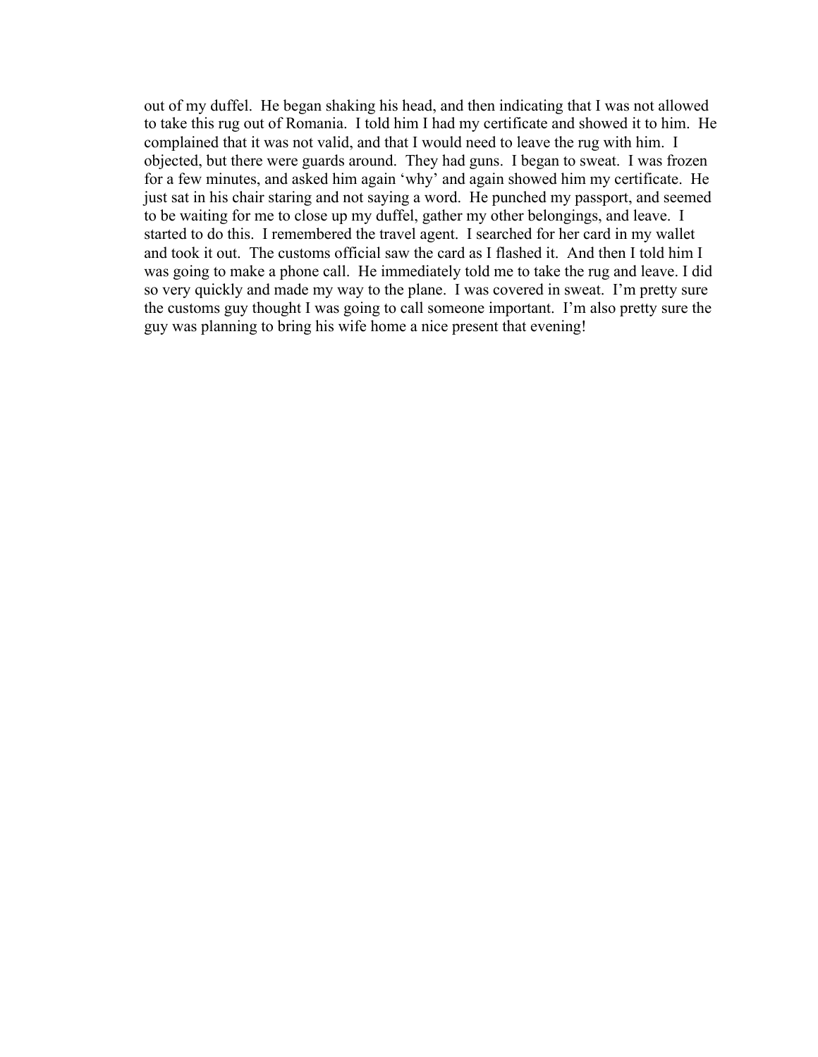out of my duffel. He began shaking his head, and then indicating that I was not allowed to take this rug out of Romania. I told him I had my certificate and showed it to him. He complained that it was not valid, and that I would need to leave the rug with him. I objected, but there were guards around. They had guns. I began to sweat. I was frozen for a few minutes, and asked him again 'why' and again showed him my certificate. He just sat in his chair staring and not saying a word. He punched my passport, and seemed to be waiting for me to close up my duffel, gather my other belongings, and leave. I started to do this. I remembered the travel agent. I searched for her card in my wallet and took it out. The customs official saw the card as I flashed it. And then I told him I was going to make a phone call. He immediately told me to take the rug and leave. I did so very quickly and made my way to the plane. I was covered in sweat. I'm pretty sure the customs guy thought I was going to call someone important. I'm also pretty sure the guy was planning to bring his wife home a nice present that evening!